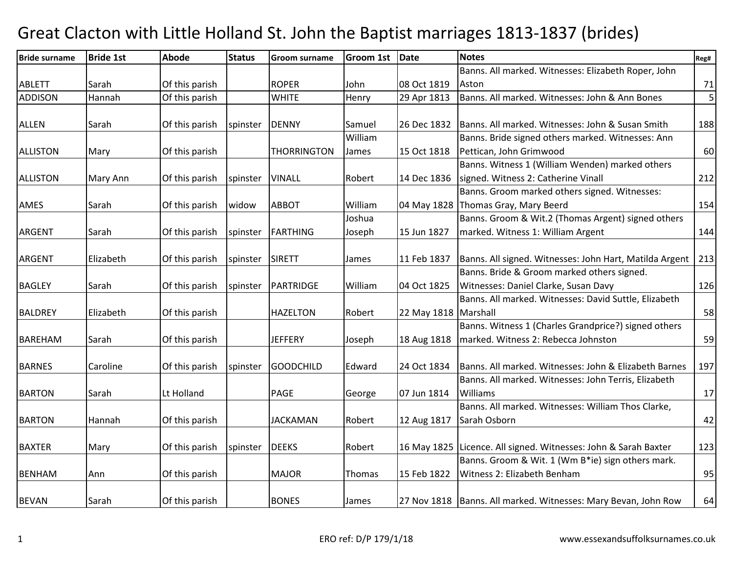# Great Clacton with Little Holland St. John the Baptist marriages 1813-1837 (brides)

| Bride surname | Bride 1st | Abode | Status | Groom surname | Groom 1st | Date | Notes | Reg# |
|---|---|---|---|---|---|---|---|---|
| ABLETT | Sarah | Of this parish | | ROPER | John | 08 Oct 1819 | Banns. All marked. Witnesses: Elizabeth Roper, John Aston | 71 |
| ADDISON | Hannah | Of this parish | | WHITE | Henry | 29 Apr 1813 | Banns. All marked. Witnesses: John & Ann Bones | 5 |
| ALLEN | Sarah | Of this parish | spinster | DENNY | Samuel | 26 Dec 1832 | Banns. All marked. Witnesses: John & Susan Smith | 188 |
| ALLISTON | Mary | Of this parish | | THORRINGTON | William James | 15 Oct 1818 | Banns. Bride signed others marked. Witnesses: Ann Pettican, John Grimwood | 60 |
| ALLISTON | Mary Ann | Of this parish | spinster | VINALL | Robert | 14 Dec 1836 | Banns. Witness 1 (William Wenden) marked others signed. Witness 2: Catherine Vinall | 212 |
| AMES | Sarah | Of this parish | widow | ABBOT | William | 04 May 1828 | Banns. Groom marked others signed. Witnesses: Thomas Gray, Mary Beerd | 154 |
| ARGENT | Sarah | Of this parish | spinster | FARTHING | Joshua Joseph | 15 Jun 1827 | Banns. Groom & Wit.2 (Thomas Argent) signed others marked. Witness 1: William Argent | 144 |
| ARGENT | Elizabeth | Of this parish | spinster | SIRETT | James | 11 Feb 1837 | Banns. All signed. Witnesses: John Hart, Matilda Argent | 213 |
| BAGLEY | Sarah | Of this parish | spinster | PARTRIDGE | William | 04 Oct 1825 | Banns. Bride & Groom marked others signed. Witnesses: Daniel Clarke, Susan Davy | 126 |
| BALDREY | Elizabeth | Of this parish | | HAZELTON | Robert | 22 May 1818 | Banns. All marked. Witnesses: David Suttle, Elizabeth Marshall | 58 |
| BAREHAM | Sarah | Of this parish | | JEFFERY | Joseph | 18 Aug 1818 | Banns. Witness 1 (Charles Grandprice?) signed others marked. Witness 2: Rebecca Johnston | 59 |
| BARNES | Caroline | Of this parish | spinster | GOODCHILD | Edward | 24 Oct 1834 | Banns. All marked. Witnesses: John & Elizabeth Barnes | 197 |
| BARTON | Sarah | Lt Holland | | PAGE | George | 07 Jun 1814 | Banns. All marked. Witnesses: John Terris, Elizabeth Williams | 17 |
| BARTON | Hannah | Of this parish | | JACKAMAN | Robert | 12 Aug 1817 | Banns. All marked. Witnesses: William Thos Clarke, Sarah Osborn | 42 |
| BAXTER | Mary | Of this parish | spinster | DEEKS | Robert | 16 May 1825 | Licence. All signed. Witnesses: John & Sarah Baxter | 123 |
| BENHAM | Ann | Of this parish | | MAJOR | Thomas | 15 Feb 1822 | Banns. Groom & Wit. 1 (Wm B*ie) sign others mark. Witness 2: Elizabeth Benham | 95 |
| BEVAN | Sarah | Of this parish | | BONES | James | 27 Nov 1818 | Banns. All marked. Witnesses: Mary Bevan, John Row | 64 |

ERO ref: D/P 179/1/18

www.essexandsuffolksurnames.co.uk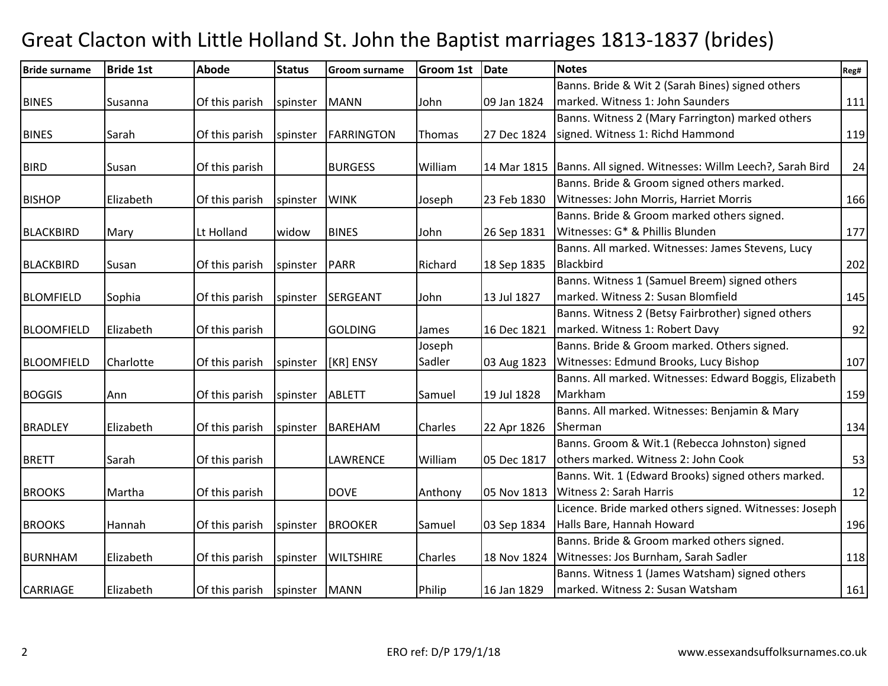# Great Clacton with Little Holland St. John the Baptist marriages 1813-1837 (brides)

| Bride surname | Bride 1st | Abode | Status | Groom surname | Groom 1st | Date | Notes | Reg# |
|---|---|---|---|---|---|---|---|---|
| BINES | Susanna | Of this parish | spinster | MANN | John | 09 Jan 1824 | Banns. Bride & Wit 2 (Sarah Bines) signed others marked. Witness 1: John Saunders | 111 |
| BINES | Sarah | Of this parish | spinster | FARRINGTON | Thomas | 27 Dec 1824 | Banns. Witness 2 (Mary Farrington) marked others signed. Witness 1: Richd Hammond | 119 |
| BIRD | Susan | Of this parish | | BURGESS | William | 14 Mar 1815 | Banns. All signed. Witnesses: Willm Leech?, Sarah Bird | 24 |
| BISHOP | Elizabeth | Of this parish | spinster | WINK | Joseph | 23 Feb 1830 | Banns. Bride & Groom signed others marked. Witnesses: John Morris, Harriet Morris | 166 |
| BLACKBIRD | Mary | Lt Holland | widow | BINES | John | 26 Sep 1831 | Banns. Bride & Groom marked others signed. Witnesses: G* & Phillis Blunden | 177 |
| BLACKBIRD | Susan | Of this parish | spinster | PARR | Richard | 18 Sep 1835 | Banns. All marked. Witnesses: James Stevens, Lucy Blackbird | 202 |
| BLOMFIELD | Sophia | Of this parish | spinster | SERGEANT | John | 13 Jul 1827 | Banns. Witness 1 (Samuel Breem) signed others marked. Witness 2: Susan Blomfield | 145 |
| BLOOMFIELD | Elizabeth | Of this parish | | GOLDING | James | 16 Dec 1821 | Banns. Witness 2 (Betsy Fairbrother) signed others marked. Witness 1: Robert Davy | 92 |
| BLOOMFIELD | Charlotte | Of this parish | spinster | [KR] ENSY | Joseph Sadler | 03 Aug 1823 | Banns. Bride & Groom marked. Others signed. Witnesses: Edmund Brooks, Lucy Bishop | 107 |
| BOGGIS | Ann | Of this parish | spinster | ABLETT | Samuel | 19 Jul 1828 | Banns. All marked. Witnesses: Edward Boggis, Elizabeth Markham | 159 |
| BRADLEY | Elizabeth | Of this parish | spinster | BAREHAM | Charles | 22 Apr 1826 | Banns. All marked. Witnesses: Benjamin & Mary Sherman | 134 |
| BRETT | Sarah | Of this parish | | LAWRENCE | William | 05 Dec 1817 | Banns. Groom & Wit.1 (Rebecca Johnston) signed others marked. Witness 2: John Cook | 53 |
| BROOKS | Martha | Of this parish | | DOVE | Anthony | 05 Nov 1813 | Banns. Wit. 1 (Edward Brooks) signed others marked. Witness 2: Sarah Harris | 12 |
| BROOKS | Hannah | Of this parish | spinster | BROOKER | Samuel | 03 Sep 1834 | Licence. Bride marked others signed. Witnesses: Joseph Halls Bare, Hannah Howard | 196 |
| BURNHAM | Elizabeth | Of this parish | spinster | WILTSHIRE | Charles | 18 Nov 1824 | Banns. Bride & Groom marked others signed. Witnesses: Jos Burnham, Sarah Sadler | 118 |
| CARRIAGE | Elizabeth | Of this parish | spinster | MANN | Philip | 16 Jan 1829 | Banns. Witness 1 (James Watsham) signed others marked. Witness 2: Susan Watsham | 161 |

ERO ref: D/P 179/1/18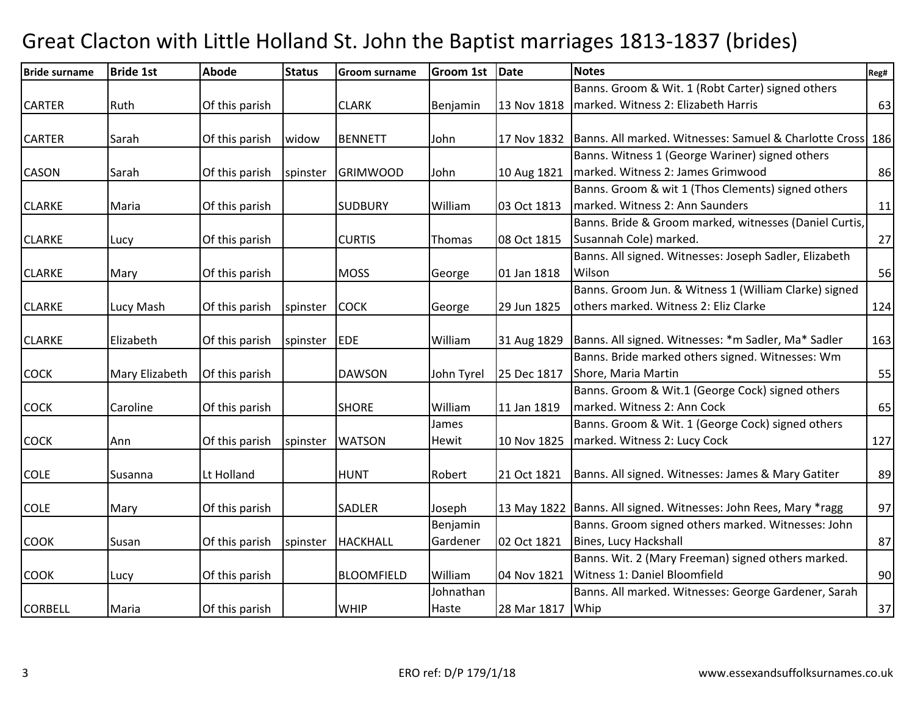# Great Clacton with Little Holland St. John the Baptist marriages 1813-1837 (brides)

| Bride surname | Bride 1st | Abode | Status | Groom surname | Groom 1st | Date | Notes | Reg# |
|---|---|---|---|---|---|---|---|---|
| CARTER | Ruth | Of this parish | | CLARK | Benjamin | 13 Nov 1818 | Banns. Groom & Wit. 1 (Robt Carter) signed others marked. Witness 2: Elizabeth Harris | 63 |
| CARTER | Sarah | Of this parish | widow | BENNETT | John | 17 Nov 1832 | Banns. All marked. Witnesses: Samuel & Charlotte Cross | 186 |
| CASON | Sarah | Of this parish | spinster | GRIMWOOD | John | 10 Aug 1821 | Banns. Witness 1 (George Wariner) signed others marked. Witness 2: James Grimwood | 86 |
| CLARKE | Maria | Of this parish | | SUDBURY | William | 03 Oct 1813 | Banns. Groom & wit 1 (Thos Clements) signed others marked. Witness 2: Ann Saunders | 11 |
| CLARKE | Lucy | Of this parish | | CURTIS | Thomas | 08 Oct 1815 | Banns. Bride & Groom marked, witnesses (Daniel Curtis, Susannah Cole) marked. | 27 |
| CLARKE | Mary | Of this parish | | MOSS | George | 01 Jan 1818 | Banns. All signed. Witnesses: Joseph Sadler, Elizabeth Wilson | 56 |
| CLARKE | Lucy Mash | Of this parish | spinster | COCK | George | 29 Jun 1825 | Banns. Groom Jun. & Witness 1 (William Clarke) signed others marked. Witness 2: Eliz Clarke | 124 |
| CLARKE | Elizabeth | Of this parish | spinster | EDE | William | 31 Aug 1829 | Banns. All signed. Witnesses: *m Sadler, Ma* Sadler | 163 |
| COCK | Mary Elizabeth | Of this parish | | DAWSON | John Tyrel | 25 Dec 1817 | Banns. Bride marked others signed. Witnesses: Wm Shore, Maria Martin | 55 |
| COCK | Caroline | Of this parish | | SHORE | William | 11 Jan 1819 | Banns. Groom & Wit.1 (George Cock) signed others marked. Witness 2: Ann Cock | 65 |
| COCK | Ann | Of this parish | spinster | WATSON | James Hewit | 10 Nov 1825 | Banns. Groom & Wit. 1 (George Cock) signed others marked. Witness 2: Lucy Cock | 127 |
| COLE | Susanna | Lt Holland | | HUNT | Robert | 21 Oct 1821 | Banns. All signed. Witnesses: James & Mary Gatiter | 89 |
| COLE | Mary | Of this parish | | SADLER | Joseph | 13 May 1822 | Banns. All signed. Witnesses: John Rees, Mary *ragg | 97 |
| COOK | Susan | Of this parish | spinster | HACKHALL | Benjamin Gardener | 02 Oct 1821 | Banns. Groom signed others marked. Witnesses: John Bines, Lucy Hackshall | 87 |
| COOK | Lucy | Of this parish | | BLOOMFIELD | William | 04 Nov 1821 | Banns. Wit. 2 (Mary Freeman) signed others marked. Witness 1: Daniel Bloomfield | 90 |
| CORBELL | Maria | Of this parish | | WHIP | Johnathan Haste | 28 Mar 1817 | Banns. All marked. Witnesses: George Gardener, Sarah Whip | 37 |

ERO ref: D/P 179/1/18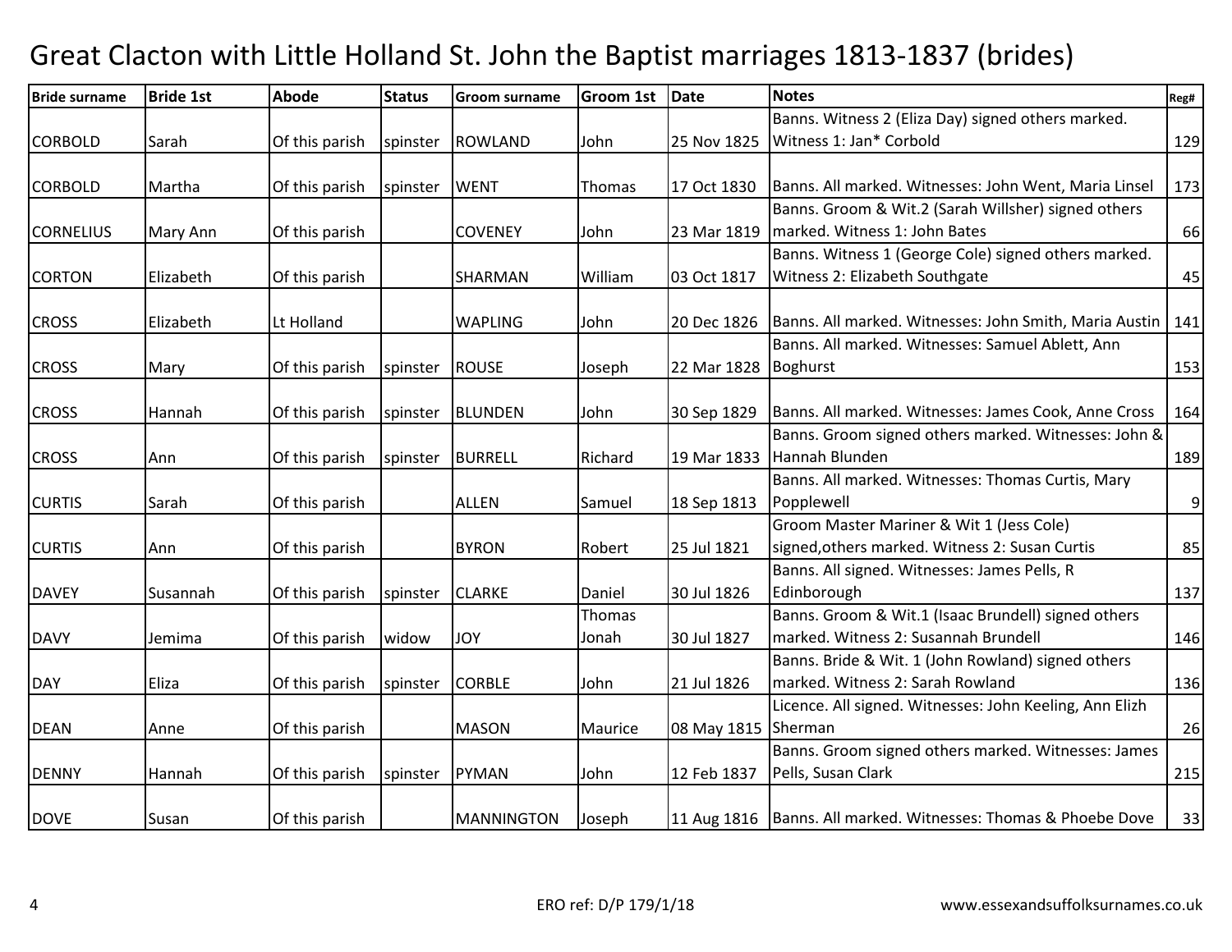# Great Clacton with Little Holland St. John the Baptist marriages 1813-1837 (brides)

| Bride surname | Bride 1st | Abode | Status | Groom surname | Groom 1st | Date | Notes | Reg# |
|---|---|---|---|---|---|---|---|---|
| CORBOLD | Sarah | Of this parish | spinster | ROWLAND | John | 25 Nov 1825 | Banns. Witness 2 (Eliza Day) signed others marked. Witness 1: Jan* Corbold | 129 |
| CORBOLD | Martha | Of this parish | spinster | WENT | Thomas | 17 Oct 1830 | Banns. All marked. Witnesses: John Went, Maria Linsel | 173 |
| CORNELIUS | Mary Ann | Of this parish | | COVENEY | John | 23 Mar 1819 | Banns. Groom & Wit.2 (Sarah Willsher) signed others marked. Witness 1: John Bates | 66 |
| CORTON | Elizabeth | Of this parish | | SHARMAN | William | 03 Oct 1817 | Banns. Witness 1 (George Cole) signed others marked. Witness 2: Elizabeth Southgate | 45 |
| CROSS | Elizabeth | Lt Holland | | WAPLING | John | 20 Dec 1826 | Banns. All marked. Witnesses: John Smith, Maria Austin | 141 |
| CROSS | Mary | Of this parish | spinster | ROUSE | Joseph | 22 Mar 1828 | Banns. All marked. Witnesses: Samuel Ablett, Ann Boghurst | 153 |
| CROSS | Hannah | Of this parish | spinster | BLUNDEN | John | 30 Sep 1829 | Banns. All marked. Witnesses: James Cook, Anne Cross | 164 |
| CROSS | Ann | Of this parish | spinster | BURRELL | Richard | 19 Mar 1833 | Banns. Groom signed others marked. Witnesses: John & Hannah Blunden | 189 |
| CURTIS | Sarah | Of this parish | | ALLEN | Samuel | 18 Sep 1813 | Banns. All marked. Witnesses: Thomas Curtis, Mary Popplewell | 9 |
| CURTIS | Ann | Of this parish | | BYRON | Robert | 25 Jul 1821 | Groom Master Mariner & Wit 1 (Jess Cole) signed,others marked. Witness 2: Susan Curtis | 85 |
| DAVEY | Susannah | Of this parish | spinster | CLARKE | Daniel | 30 Jul 1826 | Banns. All signed. Witnesses: James Pells, R Edinborough | 137 |
| DAVY | Jemima | Of this parish | widow | JOY | Thomas Jonah | 30 Jul 1827 | Banns. Groom & Wit.1 (Isaac Brundell) signed others marked. Witness 2: Susannah Brundell | 146 |
| DAY | Eliza | Of this parish | spinster | CORBLE | John | 21 Jul 1826 | Banns. Bride & Wit. 1 (John Rowland) signed others marked. Witness 2: Sarah Rowland | 136 |
| DEAN | Anne | Of this parish | | MASON | Maurice | 08 May 1815 | Licence. All signed. Witnesses: John Keeling, Ann Elizh Sherman | 26 |
| DENNY | Hannah | Of this parish | spinster | PYMAN | John | 12 Feb 1837 | Banns. Groom signed others marked. Witnesses: James Pells, Susan Clark | 215 |
| DOVE | Susan | Of this parish | | MANNINGTON | Joseph | 11 Aug 1816 | Banns. All marked. Witnesses: Thomas & Phoebe Dove | 33 |

ERO ref: D/P 179/1/18

www.essexandsuffolksurnames.co.uk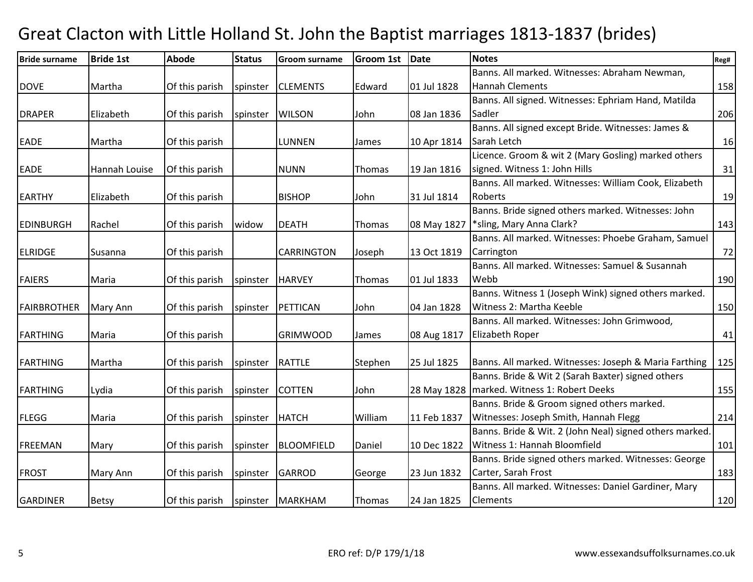# Great Clacton with Little Holland St. John the Baptist marriages 1813-1837 (brides)

| Bride surname | Bride 1st | Abode | Status | Groom surname | Groom 1st | Date | Notes | Reg# |
|---|---|---|---|---|---|---|---|---|
| DOVE | Martha | Of this parish | spinster | CLEMENTS | Edward | 01 Jul 1828 | Banns. All marked. Witnesses: Abraham Newman, Hannah Clements | 158 |
| DRAPER | Elizabeth | Of this parish | spinster | WILSON | John | 08 Jan 1836 | Banns. All signed. Witnesses: Ephriam Hand, Matilda Sadler | 206 |
| EADE | Martha | Of this parish | | LUNNEN | James | 10 Apr 1814 | Banns. All signed except Bride. Witnesses: James & Sarah Letch | 16 |
| EADE | Hannah Louise | Of this parish | | NUNN | Thomas | 19 Jan 1816 | Licence. Groom & wit 2 (Mary Gosling) marked others signed. Witness 1: John Hills | 31 |
| EARTHY | Elizabeth | Of this parish | | BISHOP | John | 31 Jul 1814 | Banns. All marked. Witnesses: William Cook, Elizabeth Roberts | 19 |
| EDINBURGH | Rachel | Of this parish | widow | DEATH | Thomas | 08 May 1827 | Banns. Bride signed others marked. Witnesses: John *sling, Mary Anna Clark? | 143 |
| ELRIDGE | Susanna | Of this parish | | CARRINGTON | Joseph | 13 Oct 1819 | Banns. All marked. Witnesses: Phoebe Graham, Samuel Carrington | 72 |
| FAIERS | Maria | Of this parish | spinster | HARVEY | Thomas | 01 Jul 1833 | Banns. All marked. Witnesses: Samuel & Susannah Webb | 190 |
| FAIRBROTHER | Mary Ann | Of this parish | spinster | PETTICAN | John | 04 Jan 1828 | Banns. Witness 1 (Joseph Wink) signed others marked. Witness 2: Martha Keeble | 150 |
| FARTHING | Maria | Of this parish | | GRIMWOOD | James | 08 Aug 1817 | Banns. All marked. Witnesses: John Grimwood, Elizabeth Roper | 41 |
| FARTHING | Martha | Of this parish | spinster | RATTLE | Stephen | 25 Jul 1825 | Banns. All marked. Witnesses: Joseph & Maria Farthing | 125 |
| FARTHING | Lydia | Of this parish | spinster | COTTEN | John | 28 May 1828 | Banns. Bride & Wit 2 (Sarah Baxter) signed others marked. Witness 1: Robert Deeks | 155 |
| FLEGG | Maria | Of this parish | spinster | HATCH | William | 11 Feb 1837 | Banns. Bride & Groom signed others marked. Witnesses: Joseph Smith, Hannah Flegg | 214 |
| FREEMAN | Mary | Of this parish | spinster | BLOOMFIELD | Daniel | 10 Dec 1822 | Banns. Bride & Wit. 2 (John Neal) signed others marked. Witness 1: Hannah Bloomfield | 101 |
| FROST | Mary Ann | Of this parish | spinster | GARROD | George | 23 Jun 1832 | Banns. Bride signed others marked. Witnesses: George Carter, Sarah Frost | 183 |
| GARDINER | Betsy | Of this parish | spinster | MARKHAM | Thomas | 24 Jan 1825 | Banns. All marked. Witnesses: Daniel Gardiner, Mary Clements | 120 |

ERO ref: D/P 179/1/18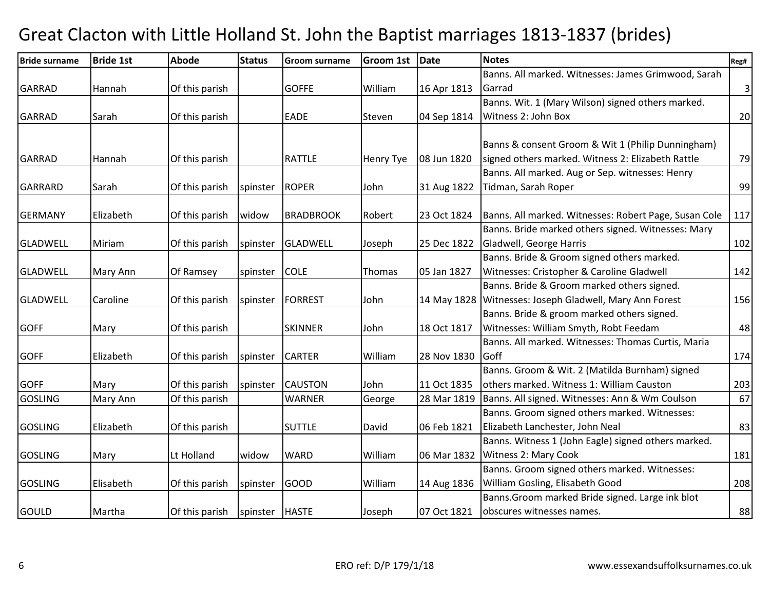# Great Clacton with Little Holland St. John the Baptist marriages 1813-1837 (brides)

| Bride surname | Bride 1st | Abode | Status | Groom surname | Groom 1st | Date | Notes | Reg# |
|---|---|---|---|---|---|---|---|---|
| GARRAD | Hannah | Of this parish | | GOFFE | William | 16 Apr 1813 | Banns. All marked. Witnesses: James Grimwood, Sarah Garrad | 3 |
| GARRAD | Sarah | Of this parish | | EADE | Steven | 04 Sep 1814 | Banns. Wit. 1 (Mary Wilson) signed others marked. Witness 2: John Box | 20 |
| GARRAD | Hannah | Of this parish | | RATTLE | Henry Tye | 08 Jun 1820 | Banns & consent Groom & Wit 1 (Philip Dunningham) signed others marked. Witness 2: Elizabeth Rattle | 79 |
| GARRARD | Sarah | Of this parish | spinster | ROPER | John | 31 Aug 1822 | Banns. All marked. Aug or Sep. witnesses: Henry Tidman, Sarah Roper | 99 |
| GERMANY | Elizabeth | Of this parish | widow | BRADBROOK | Robert | 23 Oct 1824 | Banns. All marked. Witnesses: Robert Page, Susan Cole | 117 |
| GLADWELL | Miriam | Of this parish | spinster | GLADWELL | Joseph | 25 Dec 1822 | Banns. Bride marked others signed. Witnesses: Mary Gladwell, George Harris | 102 |
| GLADWELL | Mary Ann | Of Ramsey | spinster | COLE | Thomas | 05 Jan 1827 | Banns. Bride & Groom signed others marked. Witnesses: Cristopher & Caroline Gladwell | 142 |
| GLADWELL | Caroline | Of this parish | spinster | FORREST | John | 14 May 1828 | Banns. Bride & Groom marked others signed. Witnesses: Joseph Gladwell, Mary Ann Forest | 156 |
| GOFF | Mary | Of this parish | | SKINNER | John | 18 Oct 1817 | Banns. Bride & groom marked others signed. Witnesses: William Smyth, Robt Feedam | 48 |
| GOFF | Elizabeth | Of this parish | spinster | CARTER | William | 28 Nov 1830 | Banns. All marked. Witnesses: Thomas Curtis, Maria Goff | 174 |
| GOFF | Mary | Of this parish | spinster | CAUSTON | John | 11 Oct 1835 | Banns. Groom & Wit. 2 (Matilda Burnham) signed others marked. Witness 1: William Causton | 203 |
| GOSLING | Mary Ann | Of this parish | | WARNER | George | 28 Mar 1819 | Banns. All signed. Witnesses: Ann & Wm Coulson | 67 |
| GOSLING | Elizabeth | Of this parish | | SUTTLE | David | 06 Feb 1821 | Banns. Groom signed others marked. Witnesses: Elizabeth Lanchester, John Neal | 83 |
| GOSLING | Mary | Lt Holland | widow | WARD | William | 06 Mar 1832 | Banns. Witness 1 (John Eagle) signed others marked. Witness 2: Mary Cook | 181 |
| GOSLING | Elisabeth | Of this parish | spinster | GOOD | William | 14 Aug 1836 | Banns. Groom signed others marked. Witnesses: William Gosling, Elisabeth Good | 208 |
| GOULD | Martha | Of this parish | spinster | HASTE | Joseph | 07 Oct 1821 | Banns.Groom marked Bride signed. Large ink blot obscures witnesses names. | 88 |

ERO ref: D/P 179/1/18

www.essexandsuffolksurnames.co.uk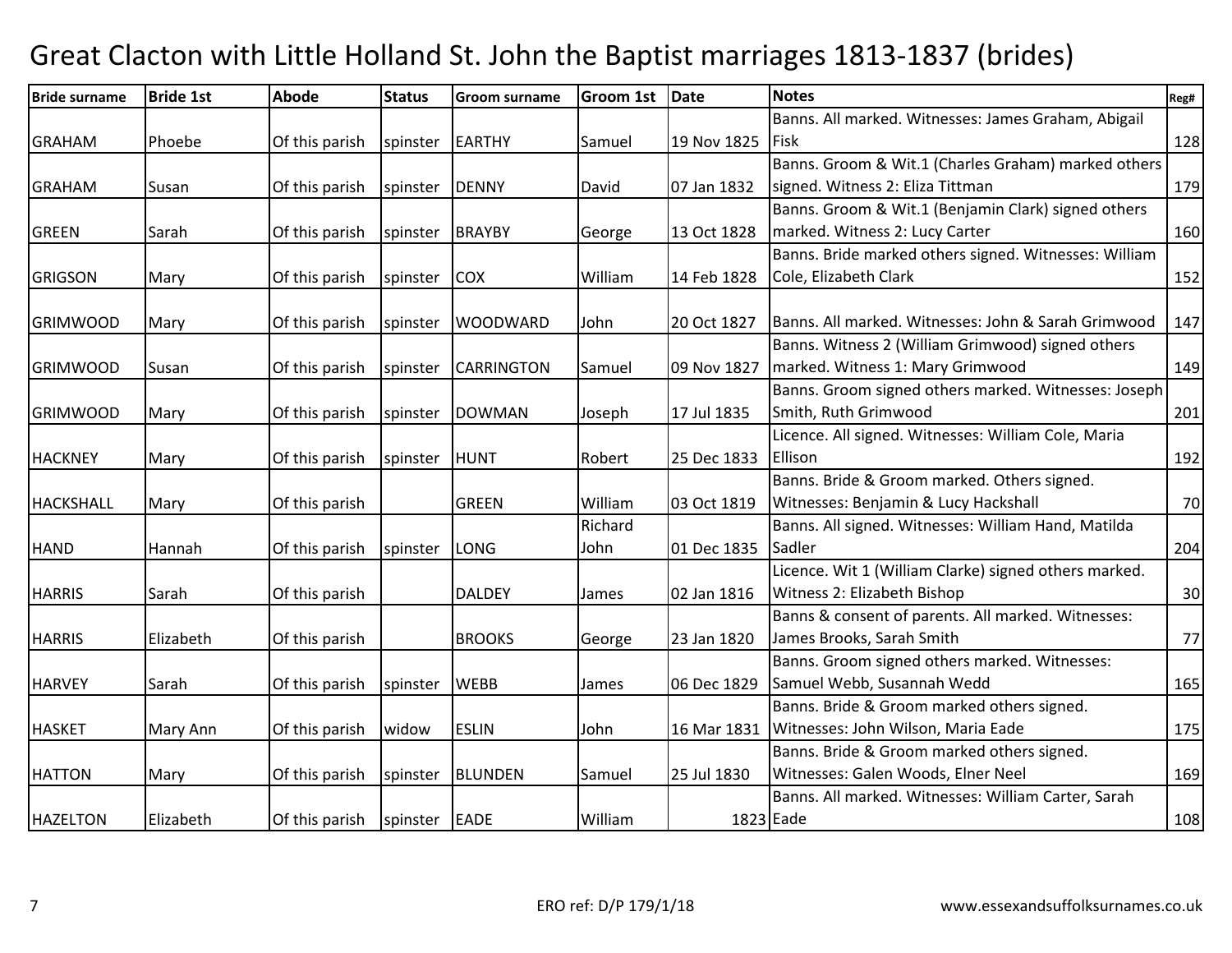# Great Clacton with Little Holland St. John the Baptist marriages 1813-1837 (brides)

| Bride surname | Bride 1st | Abode | Status | Groom surname | Groom 1st | Date | Notes | Reg# |
|---|---|---|---|---|---|---|---|---|
| GRAHAM | Phoebe | Of this parish | spinster | EARTHY | Samuel | 19 Nov 1825 | Banns. All marked. Witnesses: James Graham, Abigail Fisk | 128 |
| GRAHAM | Susan | Of this parish | spinster | DENNY | David | 07 Jan 1832 | Banns. Groom & Wit.1 (Charles Graham) marked others signed. Witness 2: Eliza Tittman | 179 |
| GREEN | Sarah | Of this parish | spinster | BRAYBY | George | 13 Oct 1828 | Banns. Groom & Wit.1 (Benjamin Clark) signed others marked. Witness 2: Lucy Carter | 160 |
| GRIGSON | Mary | Of this parish | spinster | COX | William | 14 Feb 1828 | Banns. Bride marked others signed. Witnesses: William Cole, Elizabeth Clark | 152 |
| GRIMWOOD | Mary | Of this parish | spinster | WOODWARD | John | 20 Oct 1827 | Banns. All marked. Witnesses: John & Sarah Grimwood | 147 |
| GRIMWOOD | Susan | Of this parish | spinster | CARRINGTON | Samuel | 09 Nov 1827 | Banns. Witness 2 (William Grimwood) signed others marked. Witness 1: Mary Grimwood | 149 |
| GRIMWOOD | Mary | Of this parish | spinster | DOWMAN | Joseph | 17 Jul 1835 | Banns. Groom signed others marked. Witnesses: Joseph Smith, Ruth Grimwood | 201 |
| HACKNEY | Mary | Of this parish | spinster | HUNT | Robert | 25 Dec 1833 | Licence. All signed. Witnesses: William Cole, Maria Ellison | 192 |
| HACKSHALL | Mary | Of this parish | | GREEN | William | 03 Oct 1819 | Banns. Bride & Groom marked. Others signed. Witnesses: Benjamin & Lucy Hackshall | 70 |
| HAND | Hannah | Of this parish | spinster | LONG | Richard John | 01 Dec 1835 | Banns. All signed. Witnesses: William Hand, Matilda Sadler | 204 |
| HARRIS | Sarah | Of this parish | | DALDEY | James | 02 Jan 1816 | Licence. Wit 1 (William Clarke) signed others marked. Witness 2: Elizabeth Bishop | 30 |
| HARRIS | Elizabeth | Of this parish | | BROOKS | George | 23 Jan 1820 | Banns & consent of parents. All marked. Witnesses: James Brooks, Sarah Smith | 77 |
| HARVEY | Sarah | Of this parish | spinster | WEBB | James | 06 Dec 1829 | Banns. Groom signed others marked. Witnesses: Samuel Webb, Susannah Wedd | 165 |
| HASKET | Mary Ann | Of this parish | widow | ESLIN | John | 16 Mar 1831 | Banns. Bride & Groom marked others signed. Witnesses: John Wilson, Maria Eade | 175 |
| HATTON | Mary | Of this parish | spinster | BLUNDEN | Samuel | 25 Jul 1830 | Banns. Bride & Groom marked others signed. Witnesses: Galen Woods, Elner Neel | 169 |
| HAZELTON | Elizabeth | Of this parish | spinster | EADE | William | 1823 | Banns. All marked. Witnesses: William Carter, Sarah Eade | 108 |

ERO ref: D/P 179/1/18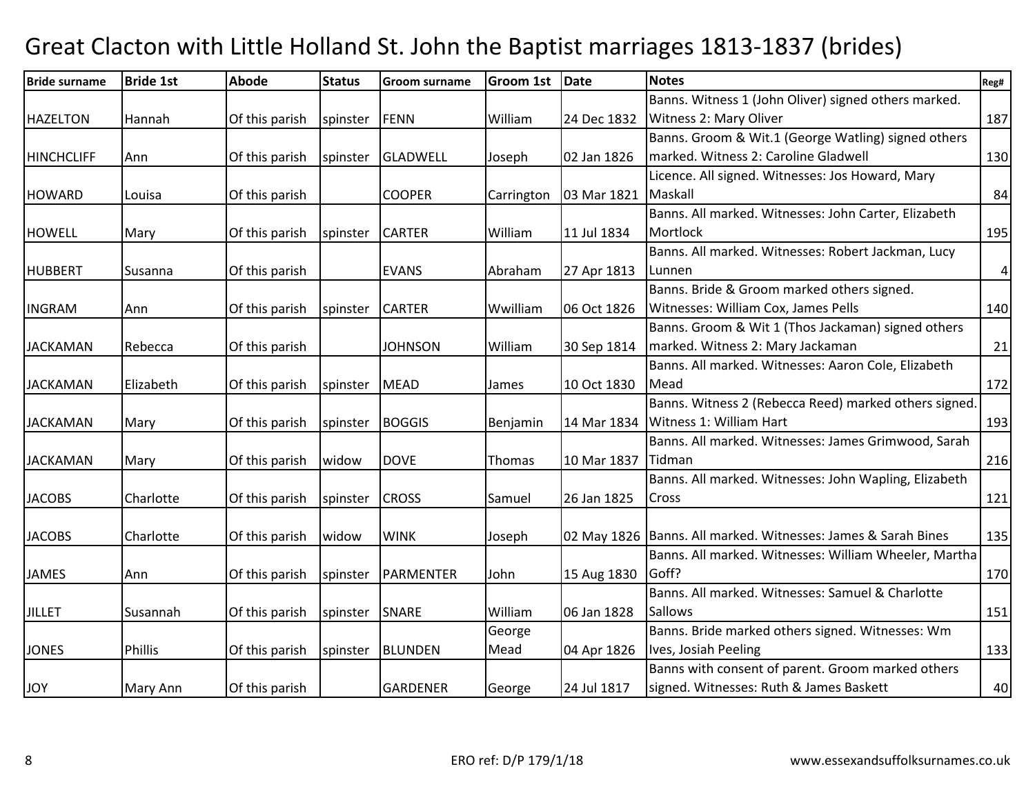# Great Clacton with Little Holland St. John the Baptist marriages 1813-1837 (brides)

| Bride surname | Bride 1st | Abode | Status | Groom surname | Groom 1st | Date | Notes | Reg# |
|---|---|---|---|---|---|---|---|---|
| HAZELTON | Hannah | Of this parish | spinster | FENN | William | 24 Dec 1832 | Banns. Witness 1 (John Oliver) signed others marked. Witness 2: Mary Oliver | 187 |
| HINCHCLIFF | Ann | Of this parish | spinster | GLADWELL | Joseph | 02 Jan 1826 | Banns. Groom & Wit.1 (George Watling) signed others marked. Witness 2: Caroline Gladwell | 130 |
| HOWARD | Louisa | Of this parish | | COOPER | Carrington | 03 Mar 1821 | Licence. All signed. Witnesses: Jos Howard, Mary Maskall | 84 |
| HOWELL | Mary | Of this parish | spinster | CARTER | William | 11 Jul 1834 | Banns. All marked. Witnesses: John Carter, Elizabeth Mortlock | 195 |
| HUBBERT | Susanna | Of this parish | | EVANS | Abraham | 27 Apr 1813 | Banns. All marked. Witnesses: Robert Jackman, Lucy Lunnen | 4 |
| INGRAM | Ann | Of this parish | spinster | CARTER | Wwilliam | 06 Oct 1826 | Banns. Bride & Groom marked others signed. Witnesses: William Cox, James Pells | 140 |
| JACKAMAN | Rebecca | Of this parish | | JOHNSON | William | 30 Sep 1814 | Banns. Groom & Wit 1 (Thos Jackaman) signed others marked. Witness 2: Mary Jackaman | 21 |
| JACKAMAN | Elizabeth | Of this parish | spinster | MEAD | James | 10 Oct 1830 | Banns. All marked. Witnesses: Aaron Cole, Elizabeth Mead | 172 |
| JACKAMAN | Mary | Of this parish | spinster | BOGGIS | Benjamin | 14 Mar 1834 | Banns. Witness 2 (Rebecca Reed) marked others signed. Witness 1: William Hart | 193 |
| JACKAMAN | Mary | Of this parish | widow | DOVE | Thomas | 10 Mar 1837 | Banns. All marked. Witnesses: James Grimwood, Sarah Tidman | 216 |
| JACOBS | Charlotte | Of this parish | spinster | CROSS | Samuel | 26 Jan 1825 | Banns. All marked. Witnesses: John Wapling, Elizabeth Cross | 121 |
| JACOBS | Charlotte | Of this parish | widow | WINK | Joseph | 02 May 1826 | Banns. All marked. Witnesses: James & Sarah Bines | 135 |
| JAMES | Ann | Of this parish | spinster | PARMENTER | John | 15 Aug 1830 | Banns. All marked. Witnesses: William Wheeler, Martha Goff? | 170 |
| JILLET | Susannah | Of this parish | spinster | SNARE | William | 06 Jan 1828 | Banns. All marked. Witnesses: Samuel & Charlotte Sallows | 151 |
| JONES | Phillis | Of this parish | spinster | BLUNDEN | George Mead | 04 Apr 1826 | Banns. Bride marked others signed. Witnesses: Wm Ives, Josiah Peeling | 133 |
| JOY | Mary Ann | Of this parish | | GARDENER | George | 24 Jul 1817 | Banns with consent of parent. Groom marked others signed. Witnesses: Ruth & James Baskett | 40 |

ERO ref: D/P 179/1/18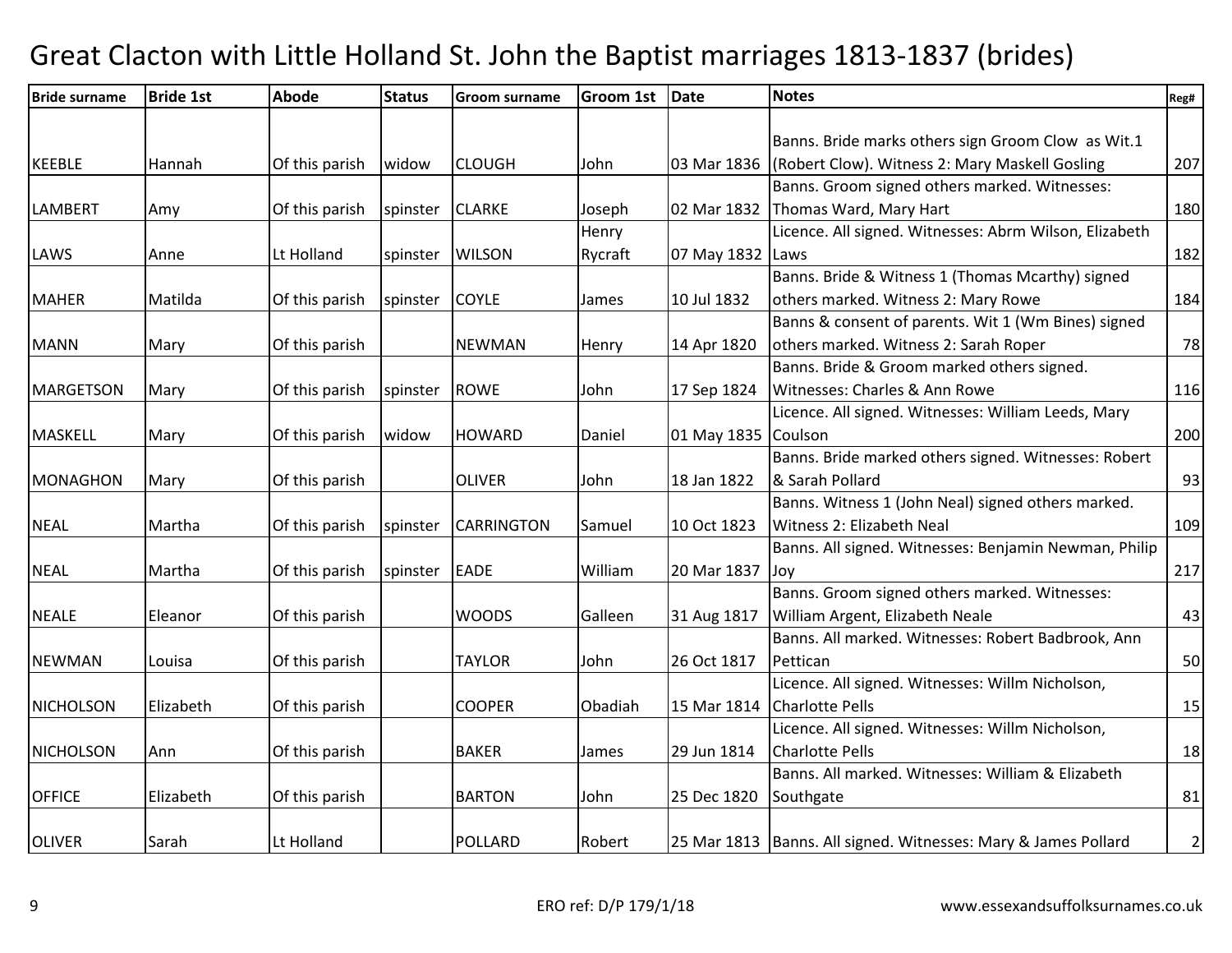# Great Clacton with Little Holland St. John the Baptist marriages 1813-1837 (brides)

| Bride surname | Bride 1st | Abode | Status | Groom surname | Groom 1st | Date | Notes | Reg# |
|---|---|---|---|---|---|---|---|---|
| KEEBLE | Hannah | Of this parish | widow | CLOUGH | John | 03 Mar 1836 | Banns. Bride marks others sign Groom Clow as Wit.1 (Robert Clow). Witness 2: Mary Maskell Gosling | 207 |
| LAMBERT | Amy | Of this parish | spinster | CLARKE | Joseph | 02 Mar 1832 | Banns. Groom signed others marked. Witnesses: Thomas Ward, Mary Hart | 180 |
| LAWS | Anne | Lt Holland | spinster | WILSON | Henry Rycraft | 07 May 1832 | Licence. All signed. Witnesses: Abrm Wilson, Elizabeth Laws | 182 |
| MAHER | Matilda | Of this parish | spinster | COYLE | James | 10 Jul 1832 | Banns. Bride & Witness 1 (Thomas Mcarthy) signed others marked. Witness 2: Mary Rowe | 184 |
| MANN | Mary | Of this parish | | NEWMAN | Henry | 14 Apr 1820 | Banns & consent of parents. Wit 1 (Wm Bines) signed others marked. Witness 2: Sarah Roper | 78 |
| MARGETSON | Mary | Of this parish | spinster | ROWE | John | 17 Sep 1824 | Banns. Bride & Groom marked others signed. Witnesses: Charles & Ann Rowe | 116 |
| MASKELL | Mary | Of this parish | widow | HOWARD | Daniel | 01 May 1835 | Licence. All signed. Witnesses: William Leeds, Mary Coulson | 200 |
| MONAGHON | Mary | Of this parish | | OLIVER | John | 18 Jan 1822 | Banns. Bride marked others signed. Witnesses: Robert & Sarah Pollard | 93 |
| NEAL | Martha | Of this parish | spinster | CARRINGTON | Samuel | 10 Oct 1823 | Banns. Witness 1 (John Neal) signed others marked. Witness 2: Elizabeth Neal | 109 |
| NEAL | Martha | Of this parish | spinster | EADE | William | 20 Mar 1837 | Banns. All signed. Witnesses: Benjamin Newman, Philip Joy | 217 |
| NEALE | Eleanor | Of this parish | | WOODS | Galleen | 31 Aug 1817 | Banns. Groom signed others marked. Witnesses: William Argent, Elizabeth Neale | 43 |
| NEWMAN | Louisa | Of this parish | | TAYLOR | John | 26 Oct 1817 | Banns. All marked. Witnesses: Robert Badbrook, Ann Pettican | 50 |
| NICHOLSON | Elizabeth | Of this parish | | COOPER | Obadiah | 15 Mar 1814 | Licence. All signed. Witnesses: Willm Nicholson, Charlotte Pells | 15 |
| NICHOLSON | Ann | Of this parish | | BAKER | James | 29 Jun 1814 | Licence. All signed. Witnesses: Willm Nicholson, Charlotte Pells | 18 |
| OFFICE | Elizabeth | Of this parish | | BARTON | John | 25 Dec 1820 | Banns. All marked. Witnesses: William & Elizabeth Southgate | 81 |
| OLIVER | Sarah | Lt Holland | | POLLARD | Robert | 25 Mar 1813 | Banns. All signed. Witnesses: Mary & James Pollard | 2 |

ERO ref: D/P 179/1/18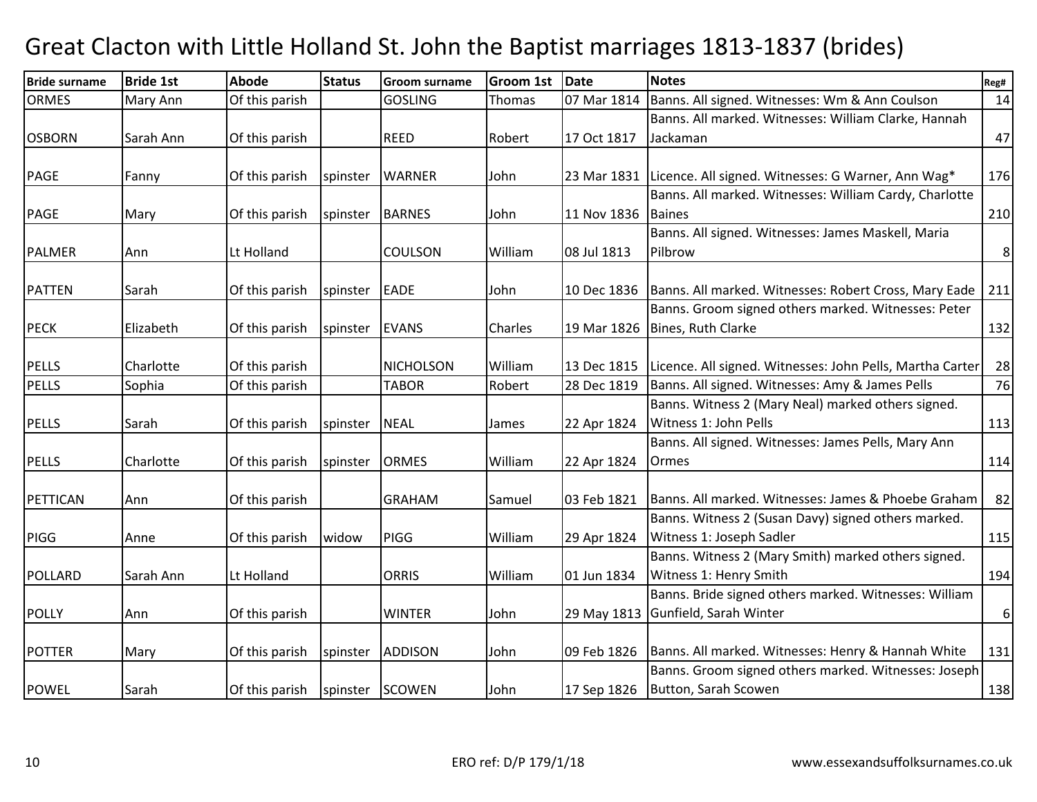# Great Clacton with Little Holland St. John the Baptist marriages 1813-1837 (brides)

| Bride surname | Bride 1st | Abode | Status | Groom surname | Groom 1st | Date | Notes | Reg# |
|---|---|---|---|---|---|---|---|---|
| ORMES | Mary Ann | Of this parish | | GOSLING | Thomas | 07 Mar 1814 | Banns. All signed. Witnesses: Wm & Ann Coulson | 14 |
| OSBORN | Sarah Ann | Of this parish | | REED | Robert | 17 Oct 1817 | Banns. All marked. Witnesses: William Clarke, Hannah Jackaman | 47 |
| PAGE | Fanny | Of this parish | spinster | WARNER | John | 23 Mar 1831 | Licence. All signed. Witnesses: G Warner, Ann Wag* | 176 |
| PAGE | Mary | Of this parish | spinster | BARNES | John | 11 Nov 1836 | Banns. All marked. Witnesses: William Cardy, Charlotte Baines | 210 |
| PALMER | Ann | Lt Holland | | COULSON | William | 08 Jul 1813 | Banns. All signed. Witnesses: James Maskell, Maria Pilbrow | 8 |
| PATTEN | Sarah | Of this parish | spinster | EADE | John | 10 Dec 1836 | Banns. All marked. Witnesses: Robert Cross, Mary Eade | 211 |
| PECK | Elizabeth | Of this parish | spinster | EVANS | Charles | 19 Mar 1826 | Banns. Groom signed others marked. Witnesses: Peter Bines, Ruth Clarke | 132 |
| PELLS | Charlotte | Of this parish | | NICHOLSON | William | 13 Dec 1815 | Licence. All signed. Witnesses: John Pells, Martha Carter | 28 |
| PELLS | Sophia | Of this parish | | TABOR | Robert | 28 Dec 1819 | Banns. All signed. Witnesses: Amy & James Pells | 76 |
| PELLS | Sarah | Of this parish | spinster | NEAL | James | 22 Apr 1824 | Banns. Witness 2 (Mary Neal) marked others signed. Witness 1: John Pells | 113 |
| PELLS | Charlotte | Of this parish | spinster | ORMES | William | 22 Apr 1824 | Banns. All signed. Witnesses: James Pells, Mary Ann Ormes | 114 |
| PETTICAN | Ann | Of this parish | | GRAHAM | Samuel | 03 Feb 1821 | Banns. All marked. Witnesses: James & Phoebe Graham | 82 |
| PIGG | Anne | Of this parish | widow | PIGG | William | 29 Apr 1824 | Banns. Witness 2 (Susan Davy) signed others marked. Witness 1: Joseph Sadler | 115 |
| POLLARD | Sarah Ann | Lt Holland | | ORRIS | William | 01 Jun 1834 | Banns. Witness 2 (Mary Smith) marked others signed. Witness 1: Henry Smith | 194 |
| POLLY | Ann | Of this parish | | WINTER | John | 29 May 1813 | Banns. Bride signed others marked. Witnesses: William Gunfield, Sarah Winter | 6 |
| POTTER | Mary | Of this parish | spinster | ADDISON | John | 09 Feb 1826 | Banns. All marked. Witnesses: Henry & Hannah White | 131 |
| POWEL | Sarah | Of this parish | spinster | SCOWEN | John | 17 Sep 1826 | Banns. Groom signed others marked. Witnesses: Joseph Button, Sarah Scowen | 138 |

ERO ref: D/P 179/1/18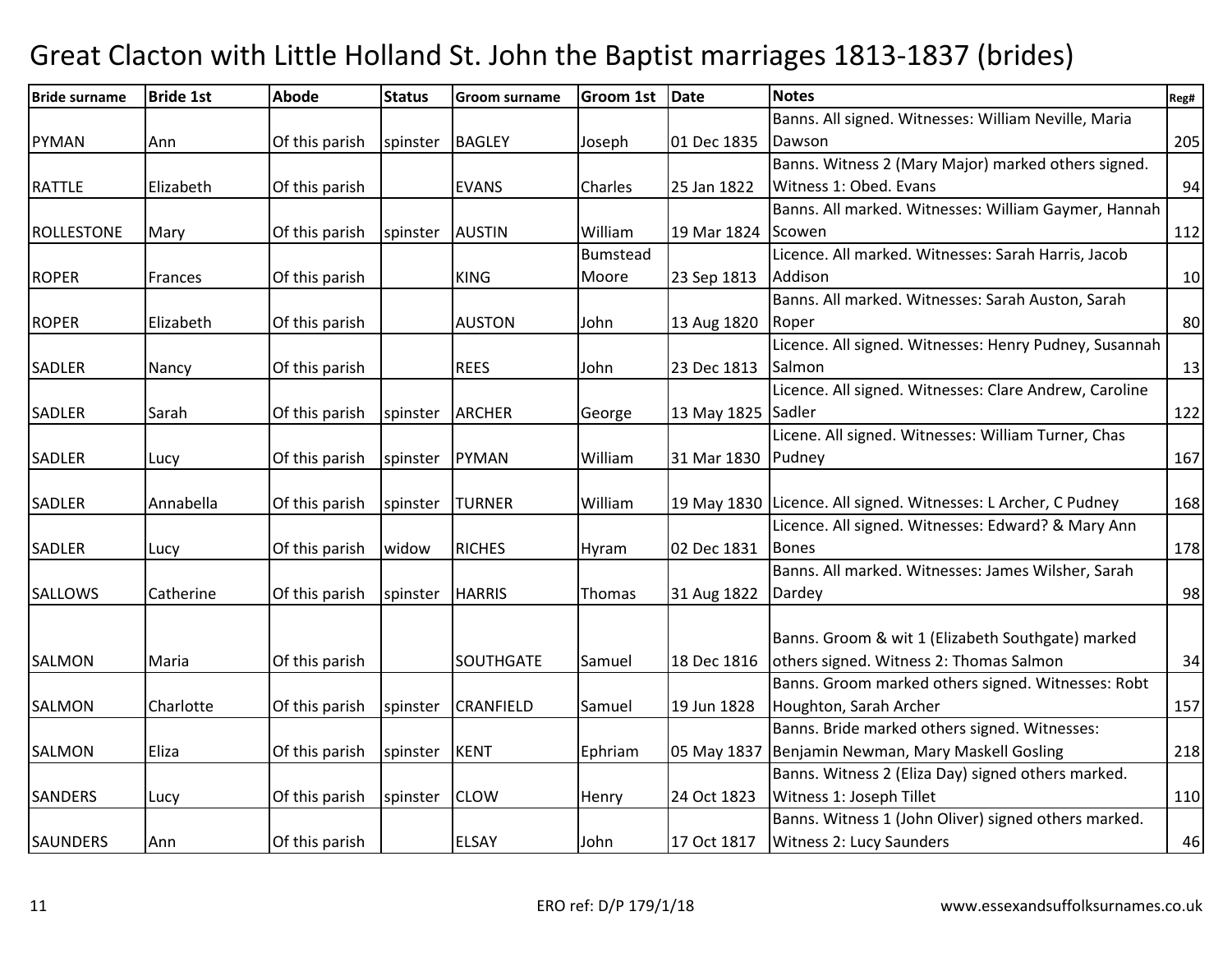# Great Clacton with Little Holland St. John the Baptist marriages 1813-1837 (brides)

| Bride surname | Bride 1st | Abode | Status | Groom surname | Groom 1st | Date | Notes | Reg# |
|---|---|---|---|---|---|---|---|---|
| PYMAN | Ann | Of this parish | spinster | BAGLEY | Joseph | 01 Dec 1835 | Banns. All signed. Witnesses: William Neville, Maria Dawson | 205 |
| RATTLE | Elizabeth | Of this parish | | EVANS | Charles | 25 Jan 1822 | Banns. Witness 2 (Mary Major) marked others signed. Witness 1: Obed. Evans | 94 |
| ROLLESTONE | Mary | Of this parish | spinster | AUSTIN | William | 19 Mar 1824 | Banns. All marked. Witnesses: William Gaymer, Hannah Scowen | 112 |
| ROPER | Frances | Of this parish | | KING | Bumstead Moore | 23 Sep 1813 | Licence. All marked. Witnesses: Sarah Harris, Jacob Addison | 10 |
| ROPER | Elizabeth | Of this parish | | AUSTON | John | 13 Aug 1820 | Banns. All marked. Witnesses: Sarah Auston, Sarah Roper | 80 |
| SADLER | Nancy | Of this parish | | REES | John | 23 Dec 1813 | Licence. All signed. Witnesses: Henry Pudney, Susannah Salmon | 13 |
| SADLER | Sarah | Of this parish | spinster | ARCHER | George | 13 May 1825 | Licence. All signed. Witnesses: Clare Andrew, Caroline Sadler | 122 |
| SADLER | Lucy | Of this parish | spinster | PYMAN | William | 31 Mar 1830 | Licene. All signed. Witnesses: William Turner, Chas Pudney | 167 |
| SADLER | Annabella | Of this parish | spinster | TURNER | William | 19 May 1830 | Licence. All signed. Witnesses: L Archer, C Pudney | 168 |
| SADLER | Lucy | Of this parish | widow | RICHES | Hyram | 02 Dec 1831 | Licence. All signed. Witnesses: Edward? & Mary Ann Bones | 178 |
| SALLOWS | Catherine | Of this parish | spinster | HARRIS | Thomas | 31 Aug 1822 | Banns. All marked. Witnesses: James Wilsher, Sarah Dardey | 98 |
| SALMON | Maria | Of this parish | | SOUTHGATE | Samuel | 18 Dec 1816 | Banns. Groom & wit 1 (Elizabeth Southgate) marked others signed. Witness 2: Thomas Salmon | 34 |
| SALMON | Charlotte | Of this parish | spinster | CRANFIELD | Samuel | 19 Jun 1828 | Banns. Groom marked others signed. Witnesses: Robt Houghton, Sarah Archer | 157 |
| SALMON | Eliza | Of this parish | spinster | KENT | Ephriam | 05 May 1837 | Banns. Bride marked others signed. Witnesses: Benjamin Newman, Mary Maskell Gosling | 218 |
| SANDERS | Lucy | Of this parish | spinster | CLOW | Henry | 24 Oct 1823 | Banns. Witness 2 (Eliza Day) signed others marked. Witness 1: Joseph Tillet | 110 |
| SAUNDERS | Ann | Of this parish | | ELSAY | John | 17 Oct 1817 | Banns. Witness 1 (John Oliver) signed others marked. Witness 2: Lucy Saunders | 46 |

ERO ref: D/P 179/1/18

www.essexandsuffolksurnames.co.uk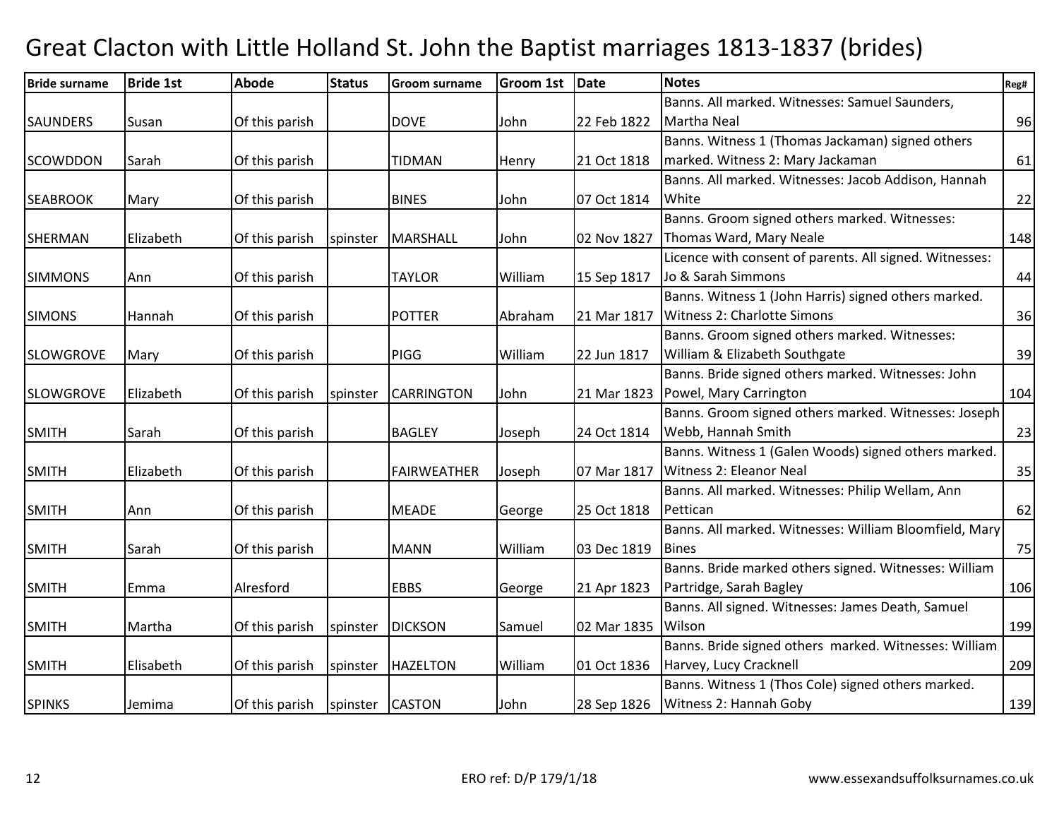# Great Clacton with Little Holland St. John the Baptist marriages 1813-1837 (brides)

| Bride surname | Bride 1st | Abode | Status | Groom surname | Groom 1st | Date | Notes | Reg# |
|---|---|---|---|---|---|---|---|---|
| SAUNDERS | Susan | Of this parish | | DOVE | John | 22 Feb 1822 | Banns. All marked. Witnesses: Samuel Saunders, Martha Neal | 96 |
| SCOWDDON | Sarah | Of this parish | | TIDMAN | Henry | 21 Oct 1818 | Banns. Witness 1 (Thomas Jackaman) signed others marked. Witness 2: Mary Jackaman | 61 |
| SEABROOK | Mary | Of this parish | | BINES | John | 07 Oct 1814 | Banns. All marked. Witnesses: Jacob Addison, Hannah White | 22 |
| SHERMAN | Elizabeth | Of this parish | spinster | MARSHALL | John | 02 Nov 1827 | Banns. Groom signed others marked. Witnesses: Thomas Ward, Mary Neale | 148 |
| SIMMONS | Ann | Of this parish | | TAYLOR | William | 15 Sep 1817 | Licence with consent of parents. All signed. Witnesses: Jo & Sarah Simmons | 44 |
| SIMONS | Hannah | Of this parish | | POTTER | Abraham | 21 Mar 1817 | Banns. Witness 1 (John Harris) signed others marked. Witness 2: Charlotte Simons | 36 |
| SLOWGROVE | Mary | Of this parish | | PIGG | William | 22 Jun 1817 | Banns. Groom signed others marked. Witnesses: William & Elizabeth Southgate | 39 |
| SLOWGROVE | Elizabeth | Of this parish | spinster | CARRINGTON | John | 21 Mar 1823 | Banns. Bride signed others marked. Witnesses: John Powel, Mary Carrington | 104 |
| SMITH | Sarah | Of this parish | | BAGLEY | Joseph | 24 Oct 1814 | Banns. Groom signed others marked. Witnesses: Joseph Webb, Hannah Smith | 23 |
| SMITH | Elizabeth | Of this parish | | FAIRWEATHER | Joseph | 07 Mar 1817 | Banns. Witness 1 (Galen Woods) signed others marked. Witness 2: Eleanor Neal | 35 |
| SMITH | Ann | Of this parish | | MEADE | George | 25 Oct 1818 | Banns. All marked. Witnesses: Philip Wellam, Ann Pettican | 62 |
| SMITH | Sarah | Of this parish | | MANN | William | 03 Dec 1819 | Banns. All marked. Witnesses: William Bloomfield, Mary Bines | 75 |
| SMITH | Emma | Alresford | | EBBS | George | 21 Apr 1823 | Banns. Bride marked others signed. Witnesses: William Partridge, Sarah Bagley | 106 |
| SMITH | Martha | Of this parish | spinster | DICKSON | Samuel | 02 Mar 1835 | Banns. All signed. Witnesses: James Death, Samuel Wilson | 199 |
| SMITH | Elisabeth | Of this parish | spinster | HAZELTON | William | 01 Oct 1836 | Banns. Bride signed others marked. Witnesses: William Harvey, Lucy Cracknell | 209 |
| SPINKS | Jemima | Of this parish | spinster | CASTON | John | 28 Sep 1826 | Banns. Witness 1 (Thos Cole) signed others marked. Witness 2: Hannah Goby | 139 |

ERO ref: D/P 179/1/18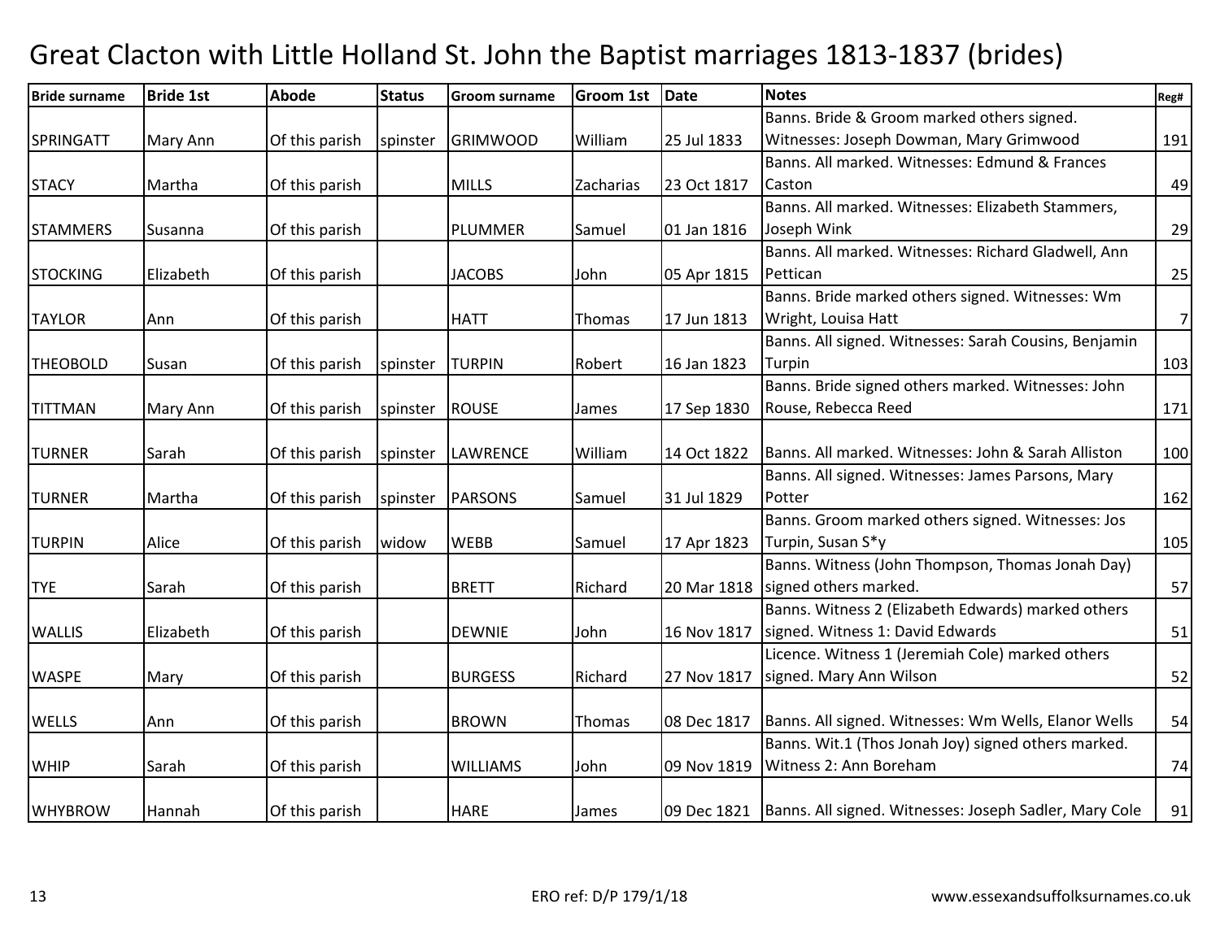# Great Clacton with Little Holland St. John the Baptist marriages 1813-1837 (brides)

| Bride surname | Bride 1st | Abode | Status | Groom surname | Groom 1st | Date | Notes | Reg# |
|---|---|---|---|---|---|---|---|---|
| SPRINGATT | Mary Ann | Of this parish | spinster | GRIMWOOD | William | 25 Jul 1833 | Banns. Bride & Groom marked others signed. Witnesses: Joseph Dowman, Mary Grimwood | 191 |
| STACY | Martha | Of this parish | | MILLS | Zacharias | 23 Oct 1817 | Banns. All marked. Witnesses: Edmund & Frances Caston | 49 |
| STAMMERS | Susanna | Of this parish | | PLUMMER | Samuel | 01 Jan 1816 | Banns. All marked. Witnesses: Elizabeth Stammers, Joseph Wink | 29 |
| STOCKING | Elizabeth | Of this parish | | JACOBS | John | 05 Apr 1815 | Banns. All marked. Witnesses: Richard Gladwell, Ann Pettican | 25 |
| TAYLOR | Ann | Of this parish | | HATT | Thomas | 17 Jun 1813 | Banns. Bride marked others signed. Witnesses: Wm Wright, Louisa Hatt | 7 |
| THEOBOLD | Susan | Of this parish | spinster | TURPIN | Robert | 16 Jan 1823 | Banns. All signed. Witnesses: Sarah Cousins, Benjamin Turpin | 103 |
| TITTMAN | Mary Ann | Of this parish | spinster | ROUSE | James | 17 Sep 1830 | Banns. Bride signed others marked. Witnesses: John Rouse, Rebecca Reed | 171 |
| TURNER | Sarah | Of this parish | spinster | LAWRENCE | William | 14 Oct 1822 | Banns. All marked. Witnesses: John & Sarah Alliston | 100 |
| TURNER | Martha | Of this parish | spinster | PARSONS | Samuel | 31 Jul 1829 | Banns. All signed. Witnesses: James Parsons, Mary Potter | 162 |
| TURPIN | Alice | Of this parish | widow | WEBB | Samuel | 17 Apr 1823 | Banns. Groom marked others signed. Witnesses: Jos Turpin, Susan S*y | 105 |
| TYE | Sarah | Of this parish | | BRETT | Richard | 20 Mar 1818 | Banns. Witness (John Thompson, Thomas Jonah Day) signed others marked. | 57 |
| WALLIS | Elizabeth | Of this parish | | DEWNIE | John | 16 Nov 1817 | Banns. Witness 2 (Elizabeth Edwards) marked others signed. Witness 1: David Edwards | 51 |
| WASPE | Mary | Of this parish | | BURGESS | Richard | 27 Nov 1817 | Licence. Witness 1 (Jeremiah Cole) marked others signed. Mary Ann Wilson | 52 |
| WELLS | Ann | Of this parish | | BROWN | Thomas | 08 Dec 1817 | Banns. All signed. Witnesses: Wm Wells, Elanor Wells | 54 |
| WHIP | Sarah | Of this parish | | WILLIAMS | John | 09 Nov 1819 | Banns. Wit.1 (Thos Jonah Joy) signed others marked. Witness 2: Ann Boreham | 74 |
| WHYBROW | Hannah | Of this parish | | HARE | James | 09 Dec 1821 | Banns. All signed. Witnesses: Joseph Sadler, Mary Cole | 91 |

ERO ref: D/P 179/1/18

www.essexandsuffolksurnames.co.uk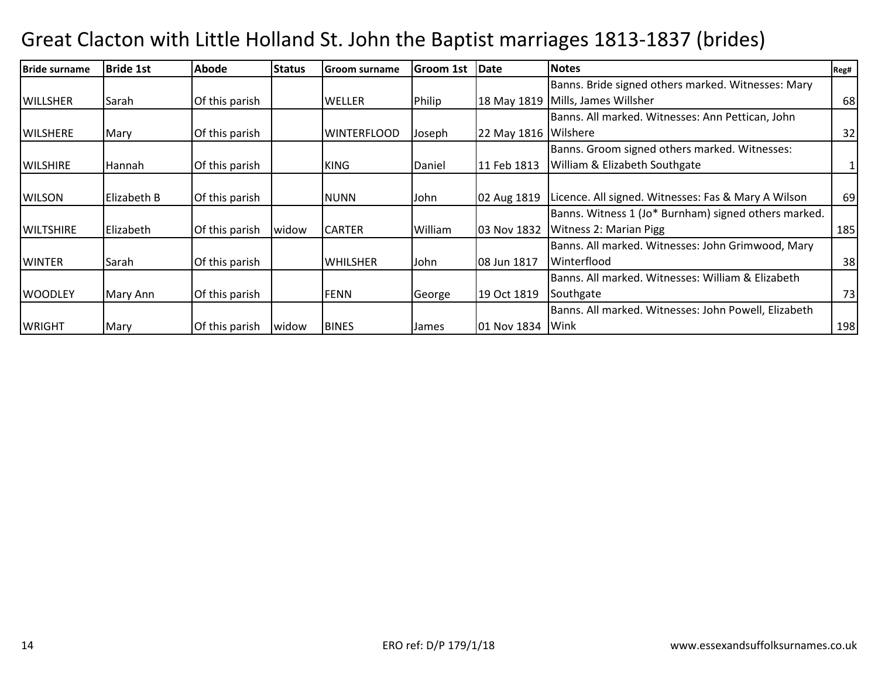# Great Clacton with Little Holland St. John the Baptist marriages 1813-1837 (brides)

| Bride surname | Bride 1st | Abode | Status | Groom surname | Groom 1st | Date | Notes | Reg# |
|---|---|---|---|---|---|---|---|---|
| WILLSHER | Sarah | Of this parish | | WELLER | Philip | 18 May 1819 | Banns. Bride signed others marked. Witnesses: Mary Mills, James Willsher | 68 |
| WILSHERE | Mary | Of this parish | | WINTERFLOOD | Joseph | 22 May 1816 | Banns. All marked. Witnesses: Ann Pettican, John Wilshere | 32 |
| WILSHIRE | Hannah | Of this parish | | KING | Daniel | 11 Feb 1813 | Banns. Groom signed others marked. Witnesses: William & Elizabeth Southgate | 1 |
| WILSON | Elizabeth B | Of this parish | | NUNN | John | 02 Aug 1819 | Licence. All signed. Witnesses: Fas & Mary A Wilson | 69 |
| WILTSHIRE | Elizabeth | Of this parish | widow | CARTER | William | 03 Nov 1832 | Banns. Witness 1 (Jo* Burnham) signed others marked. Witness 2: Marian Pigg | 185 |
| WINTER | Sarah | Of this parish | | WHILSHER | John | 08 Jun 1817 | Banns. All marked. Witnesses: John Grimwood, Mary Winterflood | 38 |
| WOODLEY | Mary Ann | Of this parish | | FENN | George | 19 Oct 1819 | Banns. All marked. Witnesses: William & Elizabeth Southgate | 73 |
| WRIGHT | Mary | Of this parish | widow | BINES | James | 01 Nov 1834 | Banns. All marked. Witnesses: John Powell, Elizabeth Wink | 198 |

ERO ref: D/P 179/1/18

www.essexandsuffolksurnames.co.uk